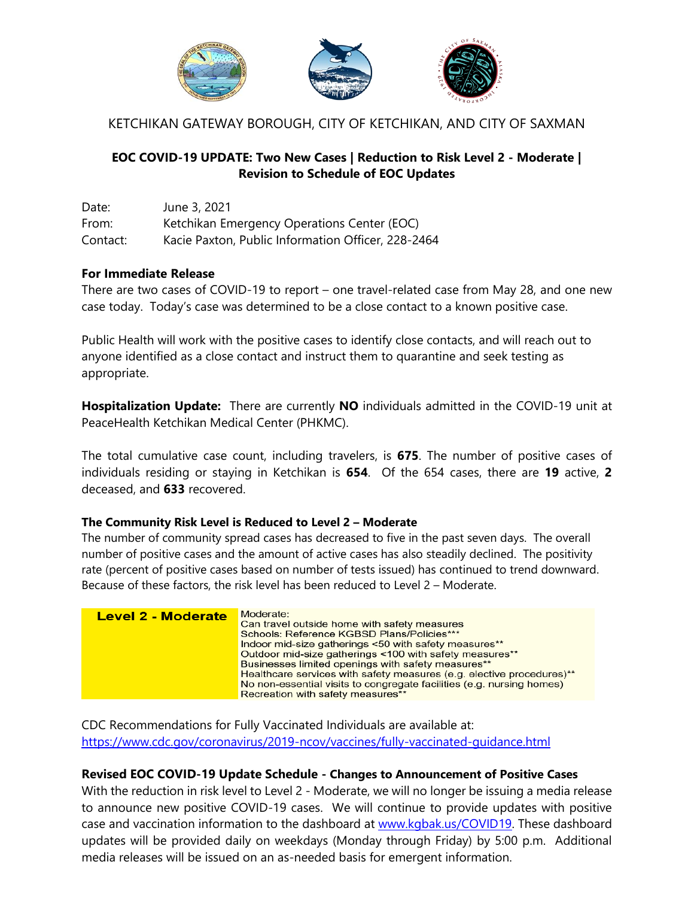KETCHIKAN GATEWAY BOROUGH, CITY OF KETCHIKAN, AND CITY OF SAXMAN

## EOC COVID-19 UPDATE: Two New Cases | Reduction to Risk Level 2 - Moderate | Revision to Schedule of EOC Updates

Date: June 3, 2021
From: Ketchikan Emergency Operations Center (EOC)
Contact: Kacie Paxton, Public Information Officer, 228-2464

**For Immediate Release**

There are two cases of COVID-19 to report – one travel-related case from May 28, and one new case today. Today's case was determined to be a close contact to a known positive case.

Public Health will work with the positive cases to identify close contacts, and will reach out to anyone identified as a close contact and instruct them to quarantine and seek testing as appropriate.

**Hospitalization Update:** There are currently **NO** individuals admitted in the COVID-19 unit at PeaceHealth Ketchikan Medical Center (PHKMC).

The total cumulative case count, including travelers, is **675**. The number of positive cases of individuals residing or staying in Ketchikan is **654**. Of the 654 cases, there are **19** active, **2** deceased, and **633** recovered.

**The Community Risk Level is Reduced to Level 2 – Moderate**

The number of community spread cases has decreased to five in the past seven days. The overall number of positive cases and the amount of active cases has also steadily declined. The positivity rate (percent of positive cases based on number of tests issued) has continued to trend downward. Because of these factors, the risk level has been reduced to Level 2 – Moderate.

| Level 2 - Moderate | Moderate:<br>Can travel outside home with safety measures<br>Schools: Reference KGBSD Plans/Policies***<br>Indoor mid-size gatherings <50 with safety measures**<br>Outdoor mid-size gatherings <100 with safety measures**<br>Businesses limited openings with safety measures**<br>Healthcare services with safety measures (e.g. elective procedures)**<br>No non-essential visits to congregate facilities (e.g. nursing homes)<br>Recreation with safety measures** |
|---|---|

CDC Recommendations for Fully Vaccinated Individuals are available at:
https://www.cdc.gov/coronavirus/2019-ncov/vaccines/fully-vaccinated-guidance.html

**Revised EOC COVID-19 Update Schedule - Changes to Announcement of Positive Cases**

With the reduction in risk level to Level 2 - Moderate, we will no longer be issuing a media release to announce new positive COVID-19 cases. We will continue to provide updates with positive case and vaccination information to the dashboard at www.kgbak.us/COVID19. These dashboard updates will be provided daily on weekdays (Monday through Friday) by 5:00 p.m. Additional media releases will be issued on an as-needed basis for emergent information.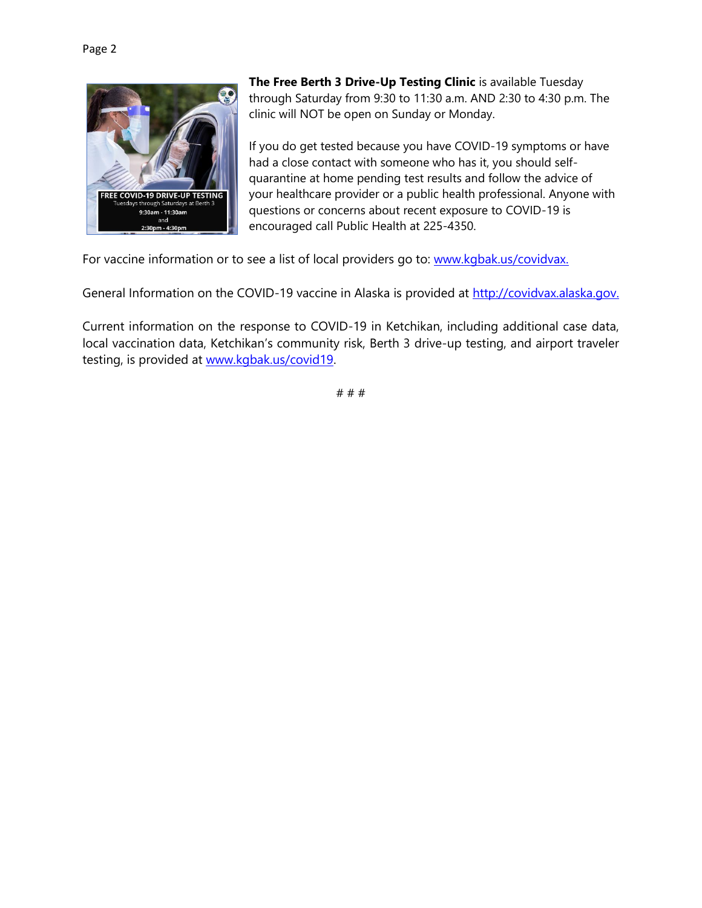**The Free Berth 3 Drive-Up Testing Clinic** is available Tuesday through Saturday from 9:30 to 11:30 a.m. AND 2:30 to 4:30 p.m. The clinic will NOT be open on Sunday or Monday.

If you do get tested because you have COVID-19 symptoms or have had a close contact with someone who has it, you should self-quarantine at home pending test results and follow the advice of your healthcare provider or a public health professional. Anyone with questions or concerns about recent exposure to COVID-19 is encouraged call Public Health at 225-4350.

For vaccine information or to see a list of local providers go to: www.kgbak.us/covidvax.

General Information on the COVID-19 vaccine in Alaska is provided at http://covidvax.alaska.gov.

Current information on the response to COVID-19 in Ketchikan, including additional case data, local vaccination data, Ketchikan's community risk, Berth 3 drive-up testing, and airport traveler testing, is provided at www.kgbak.us/covid19.

# # #